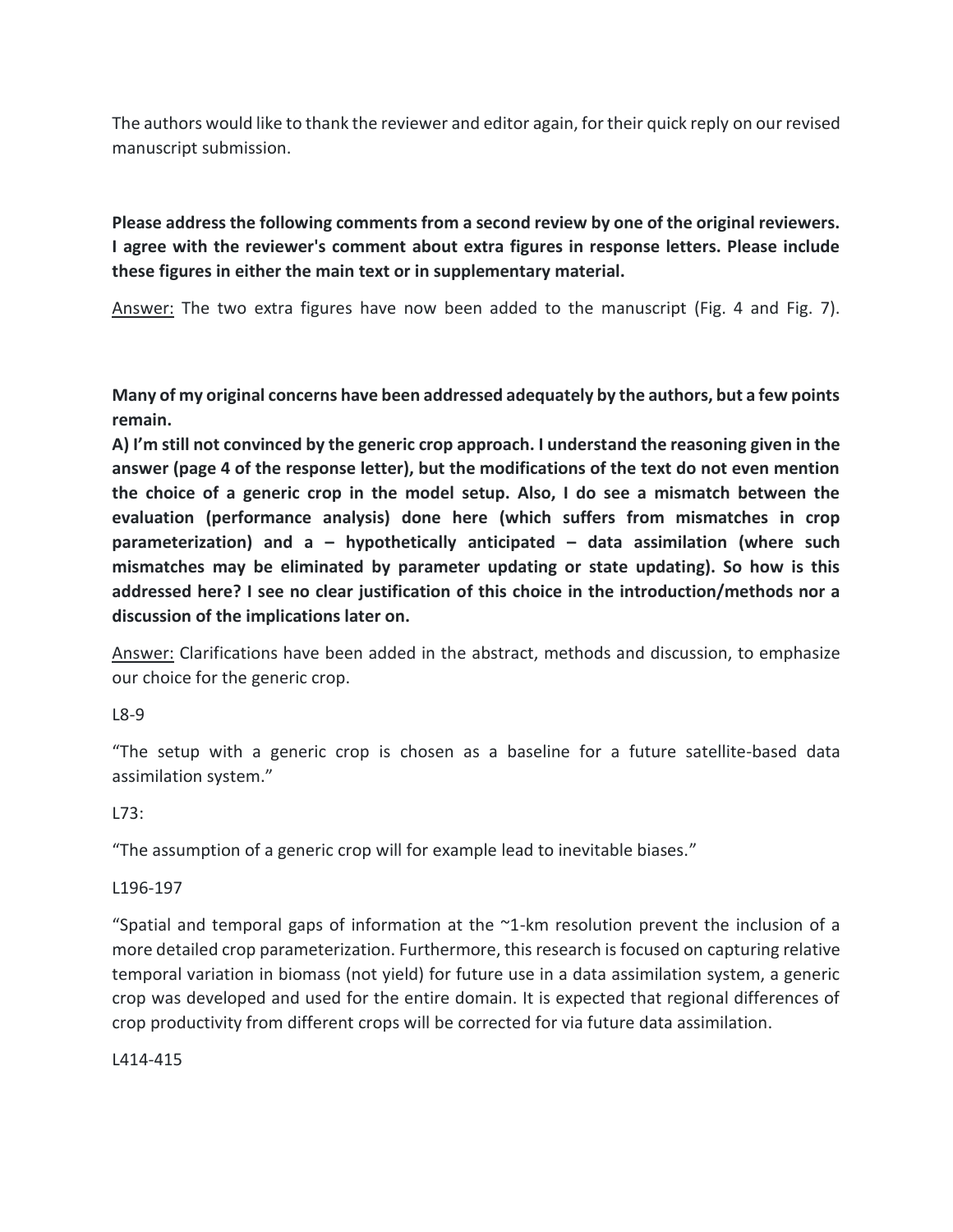The authors would like to thank the reviewer and editor again, for their quick reply on our revised manuscript submission.

**Please address the following comments from a second review by one of the original reviewers. I agree with the reviewer's comment about extra figures in response letters. Please include these figures in either the main text or in supplementary material.**

Answer: The two extra figures have now been added to the manuscript (Fig. 4 and Fig. 7).

**Many of my original concerns have been addressed adequately by the authors, but a few points remain.**

**A) I'm still not convinced by the generic crop approach. I understand the reasoning given in the answer (page 4 of the response letter), but the modifications of the text do not even mention the choice of a generic crop in the model setup. Also, I do see a mismatch between the evaluation (performance analysis) done here (which suffers from mismatches in crop parameterization) and a – hypothetically anticipated – data assimilation (where such mismatches may be eliminated by parameter updating or state updating). So how is this addressed here? I see no clear justification of this choice in the introduction/methods nor a discussion of the implications later on.**

Answer: Clarifications have been added in the abstract, methods and discussion, to emphasize our choice for the generic crop.

L8-9

"The setup with a generic crop is chosen as a baseline for a future satellite-based data assimilation system."

L73:

"The assumption of a generic crop will for example lead to inevitable biases."

L196-197

"Spatial and temporal gaps of information at the ~1-km resolution prevent the inclusion of a more detailed crop parameterization. Furthermore, this research is focused on capturing relative temporal variation in biomass (not yield) for future use in a data assimilation system, a generic crop was developed and used for the entire domain. It is expected that regional differences of crop productivity from different crops will be corrected for via future data assimilation.

L414-415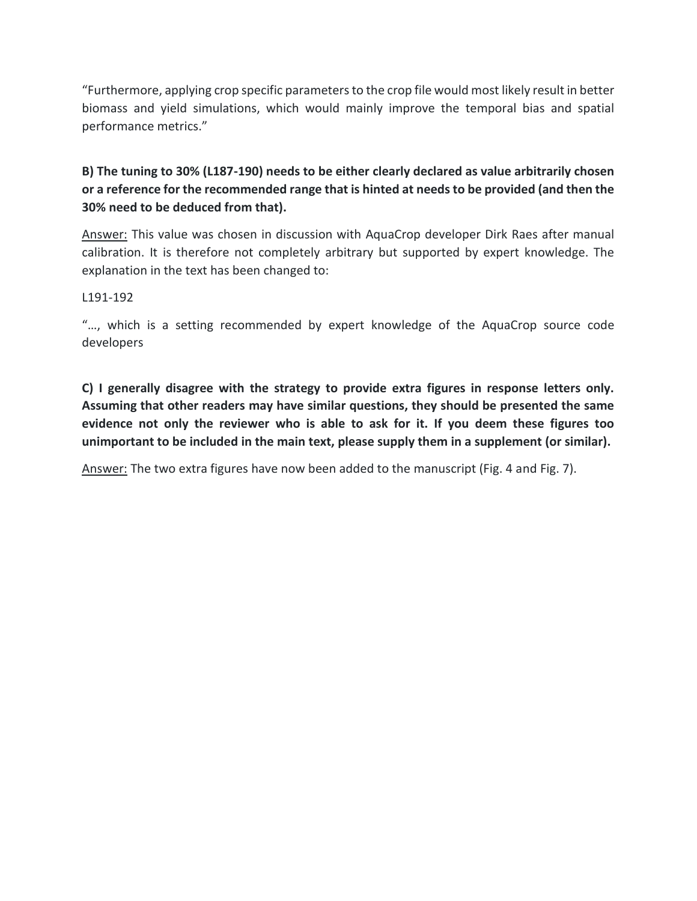"Furthermore, applying crop specific parameters to the crop file would most likely result in better biomass and yield simulations, which would mainly improve the temporal bias and spatial performance metrics."

**B) The tuning to 30% (L187-190) needs to be either clearly declared as value arbitrarily chosen or a reference for the recommended range that is hinted at needs to be provided (and then the 30% need to be deduced from that).**

Answer: This value was chosen in discussion with AquaCrop developer Dirk Raes after manual calibration. It is therefore not completely arbitrary but supported by expert knowledge. The explanation in the text has been changed to:

L191-192

"…, which is a setting recommended by expert knowledge of the AquaCrop source code developers

**C) I generally disagree with the strategy to provide extra figures in response letters only. Assuming that other readers may have similar questions, they should be presented the same evidence not only the reviewer who is able to ask for it. If you deem these figures too unimportant to be included in the main text, please supply them in a supplement (or similar).**

Answer: The two extra figures have now been added to the manuscript (Fig. 4 and Fig. 7).